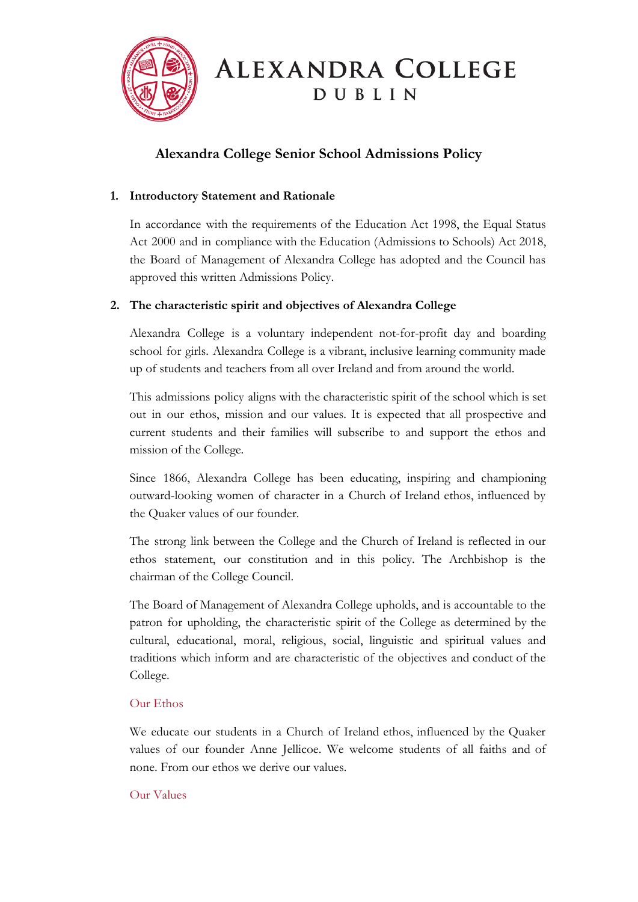# Alexandra College Dublin

## Alexandra College Senior School Admissions Policy

### 1. Introductory Statement and Rationale

In accordance with the requirements of the Education Act 1998, the Equal Status Act 2000 and in compliance with the Education (Admissions to Schools) Act 2018, the Board of Management of Alexandra College has adopted and the Council has approved this written Admissions Policy.

### 2. The characteristic spirit and objectives of Alexandra College

Alexandra College is a voluntary independent not-for-profit day and boarding school for girls. Alexandra College is a vibrant, inclusive learning community made up of students and teachers from all over Ireland and from around the world.

This admissions policy aligns with the characteristic spirit of the school which is set out in our ethos, mission and our values. It is expected that all prospective and current students and their families will subscribe to and support the ethos and mission of the College.

Since 1866, Alexandra College has been educating, inspiring and championing outward-looking women of character in a Church of Ireland ethos, influenced by the Quaker values of our founder.

The strong link between the College and the Church of Ireland is reflected in our ethos statement, our constitution and in this policy. The Archbishop is the chairman of the College Council.

The Board of Management of Alexandra College upholds, and is accountable to the patron for upholding, the characteristic spirit of the College as determined by the cultural, educational, moral, religious, social, linguistic and spiritual values and traditions which inform and are characteristic of the objectives and conduct of the College.

#### Our Ethos

We educate our students in a Church of Ireland ethos, influenced by the Quaker values of our founder Anne Jellicoe. We welcome students of all faiths and of none. From our ethos we derive our values.

#### Our Values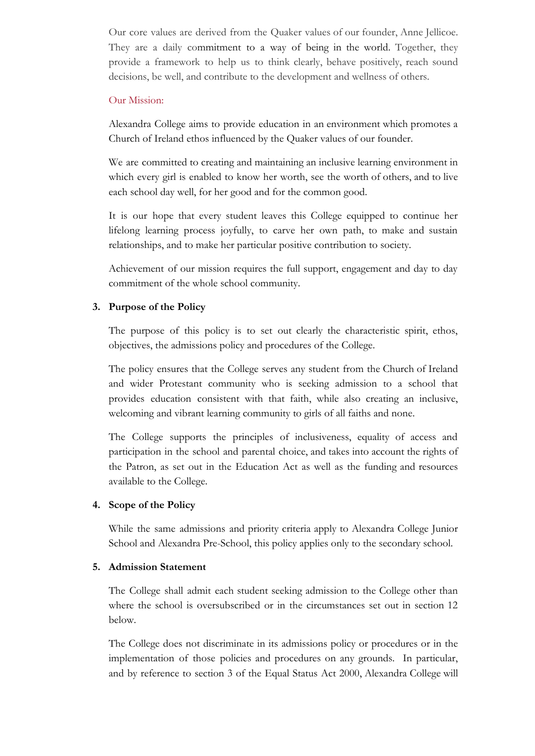Our core values are derived from the Quaker values of our founder, Anne Jellicoe. They are a daily commitment to a way of being in the world. Together, they provide a framework to help us to think clearly, behave positively, reach sound decisions, be well, and contribute to the development and wellness of others.

Our Mission:

Alexandra College aims to provide education in an environment which promotes a Church of Ireland ethos influenced by the Quaker values of our founder.

We are committed to creating and maintaining an inclusive learning environment in which every girl is enabled to know her worth, see the worth of others, and to live each school day well, for her good and for the common good.

It is our hope that every student leaves this College equipped to continue her lifelong learning process joyfully, to carve her own path, to make and sustain relationships, and to make her particular positive contribution to society.

Achievement of our mission requires the full support, engagement and day to day commitment of the whole school community.

## 3. Purpose of the Policy

The purpose of this policy is to set out clearly the characteristic spirit, ethos, objectives, the admissions policy and procedures of the College.

The policy ensures that the College serves any student from the Church of Ireland and wider Protestant community who is seeking admission to a school that provides education consistent with that faith, while also creating an inclusive, welcoming and vibrant learning community to girls of all faiths and none.

The College supports the principles of inclusiveness, equality of access and participation in the school and parental choice, and takes into account the rights of the Patron, as set out in the Education Act as well as the funding and resources available to the College.

## 4. Scope of the Policy

While the same admissions and priority criteria apply to Alexandra College Junior School and Alexandra Pre-School, this policy applies only to the secondary school.

## 5. Admission Statement

The College shall admit each student seeking admission to the College other than where the school is oversubscribed or in the circumstances set out in section 12 below.

The College does not discriminate in its admissions policy or procedures or in the implementation of those policies and procedures on any grounds. In particular, and by reference to section 3 of the Equal Status Act 2000, Alexandra College will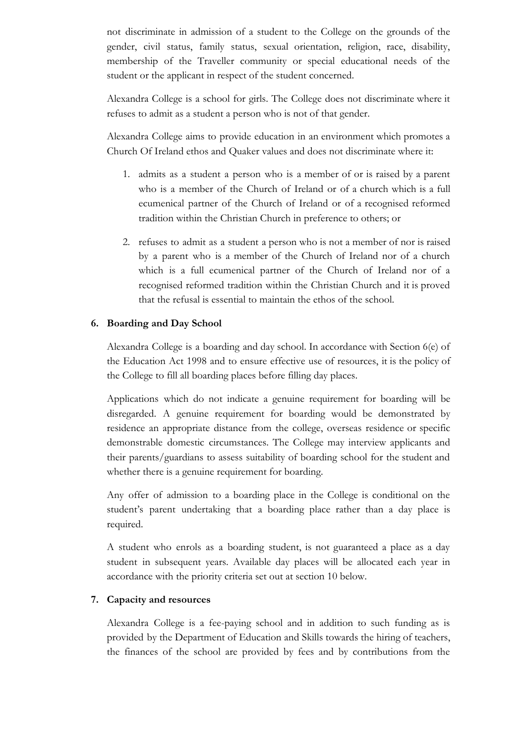not discriminate in admission of a student to the College on the grounds of the gender, civil status, family status, sexual orientation, religion, race, disability, membership of the Traveller community or special educational needs of the student or the applicant in respect of the student concerned.

Alexandra College is a school for girls. The College does not discriminate where it refuses to admit as a student a person who is not of that gender.

Alexandra College aims to provide education in an environment which promotes a Church Of Ireland ethos and Quaker values and does not discriminate where it:

1. admits as a student a person who is a member of or is raised by a parent who is a member of the Church of Ireland or of a church which is a full ecumenical partner of the Church of Ireland or of a recognised reformed tradition within the Christian Church in preference to others; or

2. refuses to admit as a student a person who is not a member of nor is raised by a parent who is a member of the Church of Ireland nor of a church which is a full ecumenical partner of the Church of Ireland nor of a recognised reformed tradition within the Christian Church and it is proved that the refusal is essential to maintain the ethos of the school.

## 6. Boarding and Day School

Alexandra College is a boarding and day school. In accordance with Section 6(e) of the Education Act 1998 and to ensure effective use of resources, it is the policy of the College to fill all boarding places before filling day places.

Applications which do not indicate a genuine requirement for boarding will be disregarded. A genuine requirement for boarding would be demonstrated by residence an appropriate distance from the college, overseas residence or specific demonstrable domestic circumstances. The College may interview applicants and their parents/guardians to assess suitability of boarding school for the student and whether there is a genuine requirement for boarding.

Any offer of admission to a boarding place in the College is conditional on the student's parent undertaking that a boarding place rather than a day place is required.

A student who enrols as a boarding student, is not guaranteed a place as a day student in subsequent years. Available day places will be allocated each year in accordance with the priority criteria set out at section 10 below.

## 7. Capacity and resources

Alexandra College is a fee-paying school and in addition to such funding as is provided by the Department of Education and Skills towards the hiring of teachers, the finances of the school are provided by fees and by contributions from the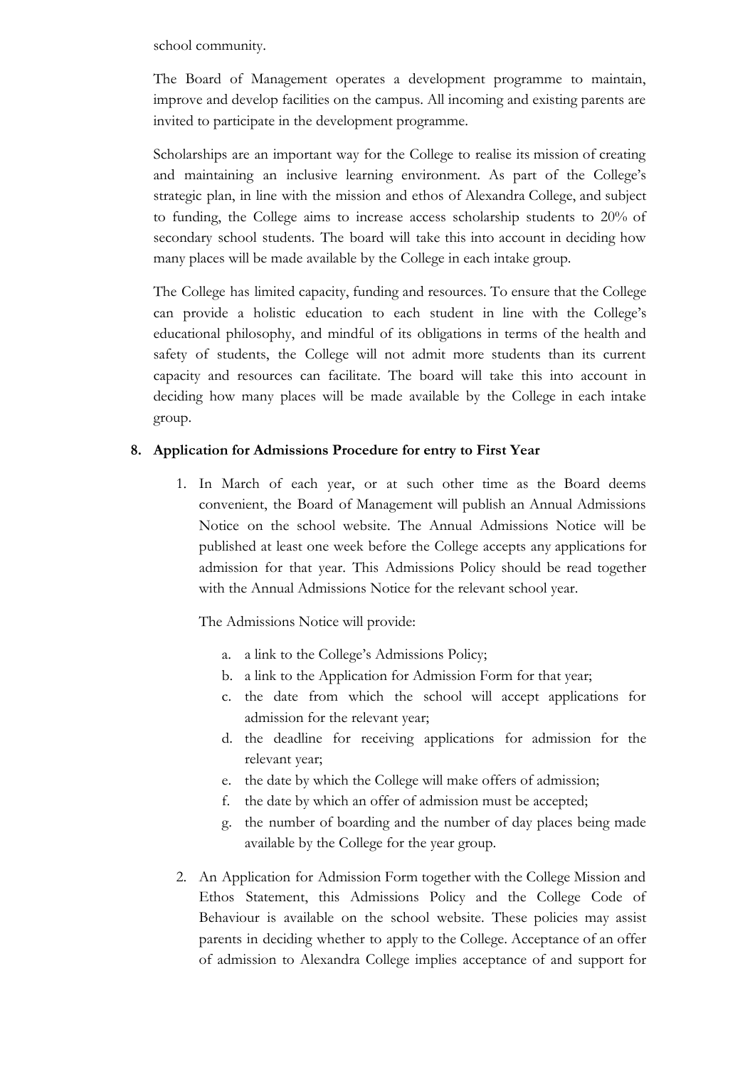school community.

The Board of Management operates a development programme to maintain, improve and develop facilities on the campus. All incoming and existing parents are invited to participate in the development programme.

Scholarships are an important way for the College to realise its mission of creating and maintaining an inclusive learning environment. As part of the College's strategic plan, in line with the mission and ethos of Alexandra College, and subject to funding, the College aims to increase access scholarship students to 20% of secondary school students. The board will take this into account in deciding how many places will be made available by the College in each intake group.

The College has limited capacity, funding and resources. To ensure that the College can provide a holistic education to each student in line with the College's educational philosophy, and mindful of its obligations in terms of the health and safety of students, the College will not admit more students than its current capacity and resources can facilitate. The board will take this into account in deciding how many places will be made available by the College in each intake group.

## 8. Application for Admissions Procedure for entry to First Year

1. In March of each year, or at such other time as the Board deems convenient, the Board of Management will publish an Annual Admissions Notice on the school website. The Annual Admissions Notice will be published at least one week before the College accepts any applications for admission for that year. This Admissions Policy should be read together with the Annual Admissions Notice for the relevant school year.

   The Admissions Notice will provide:

   a. a link to the College's Admissions Policy;
   b. a link to the Application for Admission Form for that year;
   c. the date from which the school will accept applications for admission for the relevant year;
   d. the deadline for receiving applications for admission for the relevant year;
   e. the date by which the College will make offers of admission;
   f. the date by which an offer of admission must be accepted;
   g. the number of boarding and the number of day places being made available by the College for the year group.

2. An Application for Admission Form together with the College Mission and Ethos Statement, this Admissions Policy and the College Code of Behaviour is available on the school website. These policies may assist parents in deciding whether to apply to the College. Acceptance of an offer of admission to Alexandra College implies acceptance of and support for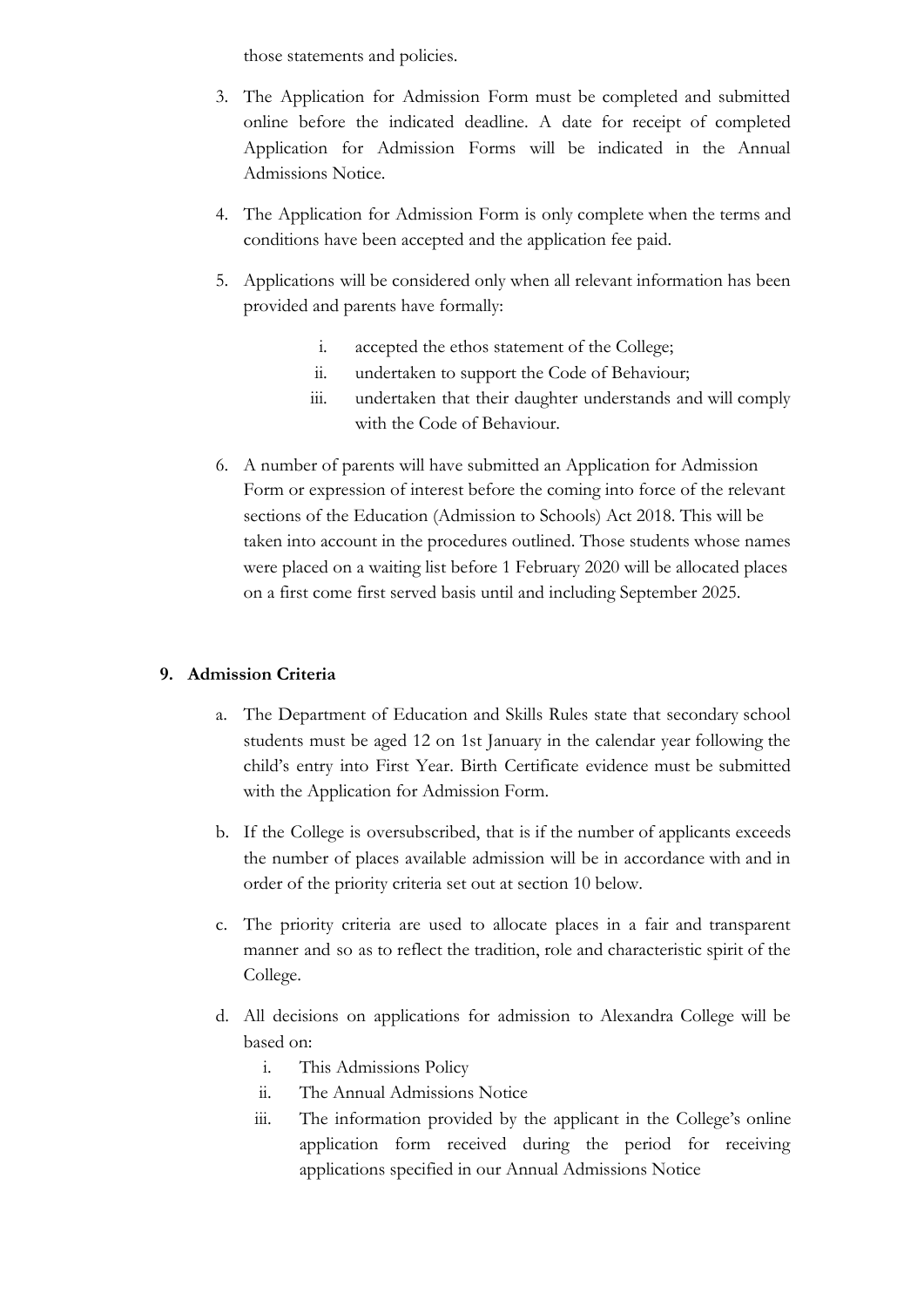those statements and policies.

3. The Application for Admission Form must be completed and submitted online before the indicated deadline. A date for receipt of completed Application for Admission Forms will be indicated in the Annual Admissions Notice.

4. The Application for Admission Form is only complete when the terms and conditions have been accepted and the application fee paid.

5. Applications will be considered only when all relevant information has been provided and parents have formally:

   i. accepted the ethos statement of the College;
   ii. undertaken to support the Code of Behaviour;
   iii. undertaken that their daughter understands and will comply with the Code of Behaviour.

6. A number of parents will have submitted an Application for Admission Form or expression of interest before the coming into force of the relevant sections of the Education (Admission to Schools) Act 2018. This will be taken into account in the procedures outlined. Those students whose names were placed on a waiting list before 1 February 2020 will be allocated places on a first come first served basis until and including September 2025.

## 9. Admission Criteria

a. The Department of Education and Skills Rules state that secondary school students must be aged 12 on 1st January in the calendar year following the child's entry into First Year. Birth Certificate evidence must be submitted with the Application for Admission Form.

b. If the College is oversubscribed, that is if the number of applicants exceeds the number of places available admission will be in accordance with and in order of the priority criteria set out at section 10 below.

c. The priority criteria are used to allocate places in a fair and transparent manner and so as to reflect the tradition, role and characteristic spirit of the College.

d. All decisions on applications for admission to Alexandra College will be based on:

   i. This Admissions Policy
   ii. The Annual Admissions Notice
   iii. The information provided by the applicant in the College's online application form received during the period for receiving applications specified in our Annual Admissions Notice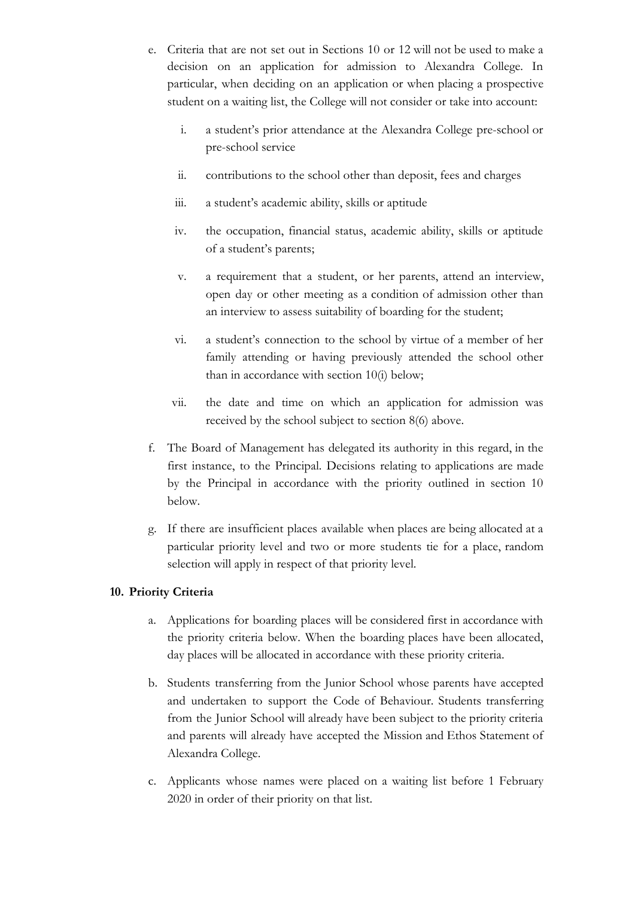e. Criteria that are not set out in Sections 10 or 12 will not be used to make a decision on an application for admission to Alexandra College. In particular, when deciding on an application or when placing a prospective student on a waiting list, the College will not consider or take into account:

   i. a student's prior attendance at the Alexandra College pre-school or pre-school service

   ii. contributions to the school other than deposit, fees and charges

   iii. a student's academic ability, skills or aptitude

   iv. the occupation, financial status, academic ability, skills or aptitude of a student's parents;

   v. a requirement that a student, or her parents, attend an interview, open day or other meeting as a condition of admission other than an interview to assess suitability of boarding for the student;

   vi. a student's connection to the school by virtue of a member of her family attending or having previously attended the school other than in accordance with section 10(i) below;

   vii. the date and time on which an application for admission was received by the school subject to section 8(6) above.

f. The Board of Management has delegated its authority in this regard, in the first instance, to the Principal. Decisions relating to applications are made by the Principal in accordance with the priority outlined in section 10 below.

g. If there are insufficient places available when places are being allocated at a particular priority level and two or more students tie for a place, random selection will apply in respect of that priority level.

**10. Priority Criteria**

a. Applications for boarding places will be considered first in accordance with the priority criteria below. When the boarding places have been allocated, day places will be allocated in accordance with these priority criteria.

b. Students transferring from the Junior School whose parents have accepted and undertaken to support the Code of Behaviour. Students transferring from the Junior School will already have been subject to the priority criteria and parents will already have accepted the Mission and Ethos Statement of Alexandra College.

c. Applicants whose names were placed on a waiting list before 1 February 2020 in order of their priority on that list.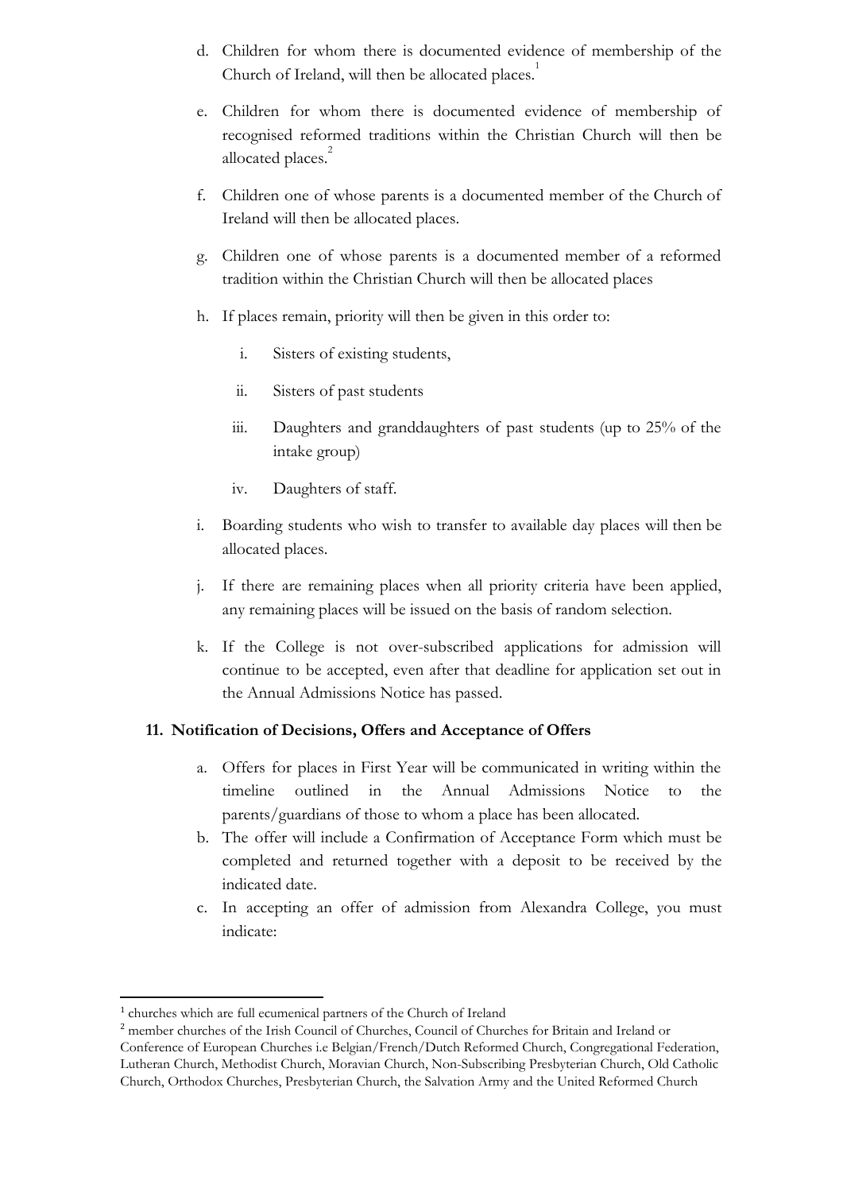d. Children for whom there is documented evidence of membership of the Church of Ireland, will then be allocated places.[1]

e. Children for whom there is documented evidence of membership of recognised reformed traditions within the Christian Church will then be allocated places.[2]

f. Children one of whose parents is a documented member of the Church of Ireland will then be allocated places.

g. Children one of whose parents is a documented member of a reformed tradition within the Christian Church will then be allocated places

h. If places remain, priority will then be given in this order to:

   i. Sisters of existing students,

   ii. Sisters of past students

   iii. Daughters and granddaughters of past students (up to 25% of the intake group)

   iv. Daughters of staff.

i. Boarding students who wish to transfer to available day places will then be allocated places.

j. If there are remaining places when all priority criteria have been applied, any remaining places will be issued on the basis of random selection.

k. If the College is not over-subscribed applications for admission will continue to be accepted, even after that deadline for application set out in the Annual Admissions Notice has passed.

### 11. Notification of Decisions, Offers and Acceptance of Offers

a. Offers for places in First Year will be communicated in writing within the timeline outlined in the Annual Admissions Notice to the parents/guardians of those to whom a place has been allocated.

b. The offer will include a Confirmation of Acceptance Form which must be completed and returned together with a deposit to be received by the indicated date.

c. In accepting an offer of admission from Alexandra College, you must indicate:

---

[1] churches which are full ecumenical partners of the Church of Ireland

[2] member churches of the Irish Council of Churches, Council of Churches for Britain and Ireland or Conference of European Churches i.e Belgian/French/Dutch Reformed Church, Congregational Federation, Lutheran Church, Methodist Church, Moravian Church, Non-Subscribing Presbyterian Church, Old Catholic Church, Orthodox Churches, Presbyterian Church, the Salvation Army and the United Reformed Church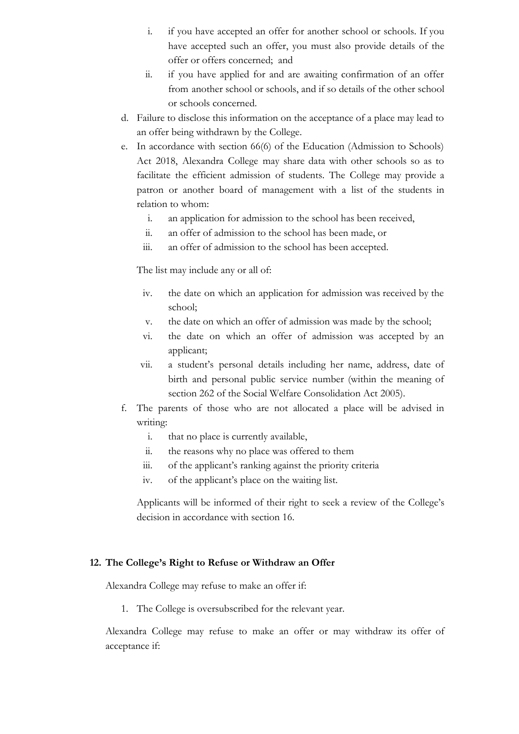i. if you have accepted an offer for another school or schools. If you have accepted such an offer, you must also provide details of the offer or offers concerned; and
   ii. if you have applied for and are awaiting confirmation of an offer from another school or schools, and if so details of the other school or schools concerned.

d. Failure to disclose this information on the acceptance of a place may lead to an offer being withdrawn by the College.

e. In accordance with section 66(6) of the Education (Admission to Schools) Act 2018, Alexandra College may share data with other schools so as to facilitate the efficient admission of students. The College may provide a patron or another board of management with a list of the students in relation to whom:
   i. an application for admission to the school has been received,
   ii. an offer of admission to the school has been made, or
   iii. an offer of admission to the school has been accepted.

   The list may include any or all of:

   iv. the date on which an application for admission was received by the school;
   v. the date on which an offer of admission was made by the school;
   vi. the date on which an offer of admission was accepted by an applicant;
   vii. a student's personal details including her name, address, date of birth and personal public service number (within the meaning of section 262 of the Social Welfare Consolidation Act 2005).

f. The parents of those who are not allocated a place will be advised in writing:
   i. that no place is currently available,
   ii. the reasons why no place was offered to them
   iii. of the applicant's ranking against the priority criteria
   iv. of the applicant's place on the waiting list.

   Applicants will be informed of their right to seek a review of the College's decision in accordance with section 16.

## 12. The College's Right to Refuse or Withdraw an Offer

Alexandra College may refuse to make an offer if:

1. The College is oversubscribed for the relevant year.

Alexandra College may refuse to make an offer or may withdraw its offer of acceptance if: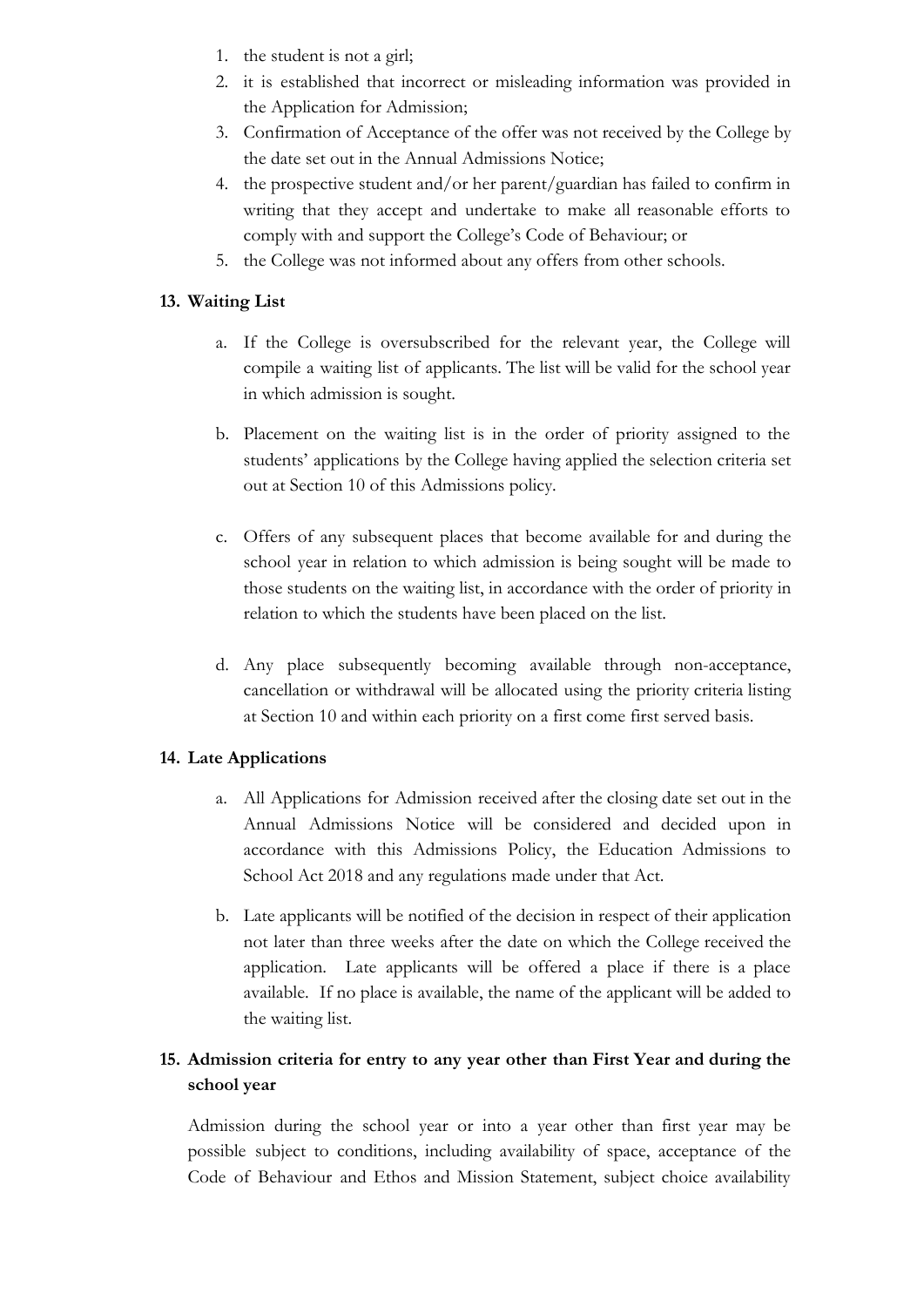1. the student is not a girl;
2. it is established that incorrect or misleading information was provided in the Application for Admission;
3. Confirmation of Acceptance of the offer was not received by the College by the date set out in the Annual Admissions Notice;
4. the prospective student and/or her parent/guardian has failed to confirm in writing that they accept and undertake to make all reasonable efforts to comply with and support the College's Code of Behaviour; or
5. the College was not informed about any offers from other schools.

## 13. Waiting List

a. If the College is oversubscribed for the relevant year, the College will compile a waiting list of applicants. The list will be valid for the school year in which admission is sought.

b. Placement on the waiting list is in the order of priority assigned to the students' applications by the College having applied the selection criteria set out at Section 10 of this Admissions policy.

c. Offers of any subsequent places that become available for and during the school year in relation to which admission is being sought will be made to those students on the waiting list, in accordance with the order of priority in relation to which the students have been placed on the list.

d. Any place subsequently becoming available through non-acceptance, cancellation or withdrawal will be allocated using the priority criteria listing at Section 10 and within each priority on a first come first served basis.

## 14. Late Applications

a. All Applications for Admission received after the closing date set out in the Annual Admissions Notice will be considered and decided upon in accordance with this Admissions Policy, the Education Admissions to School Act 2018 and any regulations made under that Act.

b. Late applicants will be notified of the decision in respect of their application not later than three weeks after the date on which the College received the application. Late applicants will be offered a place if there is a place available. If no place is available, the name of the applicant will be added to the waiting list.

## 15. Admission criteria for entry to any year other than First Year and during the school year

Admission during the school year or into a year other than first year may be possible subject to conditions, including availability of space, acceptance of the Code of Behaviour and Ethos and Mission Statement, subject choice availability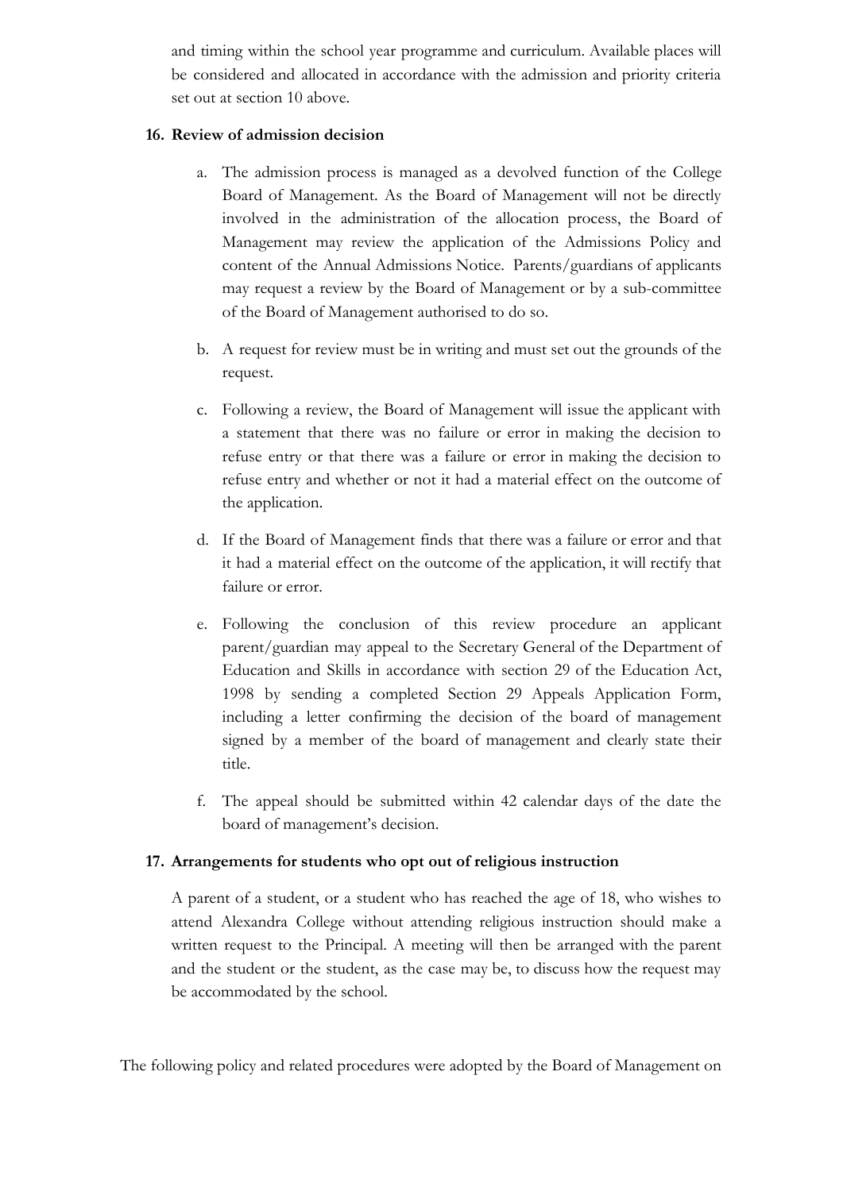and timing within the school year programme and curriculum. Available places will be considered and allocated in accordance with the admission and priority criteria set out at section 10 above.

**16. Review of admission decision**

a. The admission process is managed as a devolved function of the College Board of Management. As the Board of Management will not be directly involved in the administration of the allocation process, the Board of Management may review the application of the Admissions Policy and content of the Annual Admissions Notice. Parents/guardians of applicants may request a review by the Board of Management or by a sub-committee of the Board of Management authorised to do so.

b. A request for review must be in writing and must set out the grounds of the request.

c. Following a review, the Board of Management will issue the applicant with a statement that there was no failure or error in making the decision to refuse entry or that there was a failure or error in making the decision to refuse entry and whether or not it had a material effect on the outcome of the application.

d. If the Board of Management finds that there was a failure or error and that it had a material effect on the outcome of the application, it will rectify that failure or error.

e. Following the conclusion of this review procedure an applicant parent/guardian may appeal to the Secretary General of the Department of Education and Skills in accordance with section 29 of the Education Act, 1998 by sending a completed Section 29 Appeals Application Form, including a letter confirming the decision of the board of management signed by a member of the board of management and clearly state their title.

f. The appeal should be submitted within 42 calendar days of the date the board of management's decision.

**17. Arrangements for students who opt out of religious instruction**

A parent of a student, or a student who has reached the age of 18, who wishes to attend Alexandra College without attending religious instruction should make a written request to the Principal. A meeting will then be arranged with the parent and the student or the student, as the case may be, to discuss how the request may be accommodated by the school.

The following policy and related procedures were adopted by the Board of Management on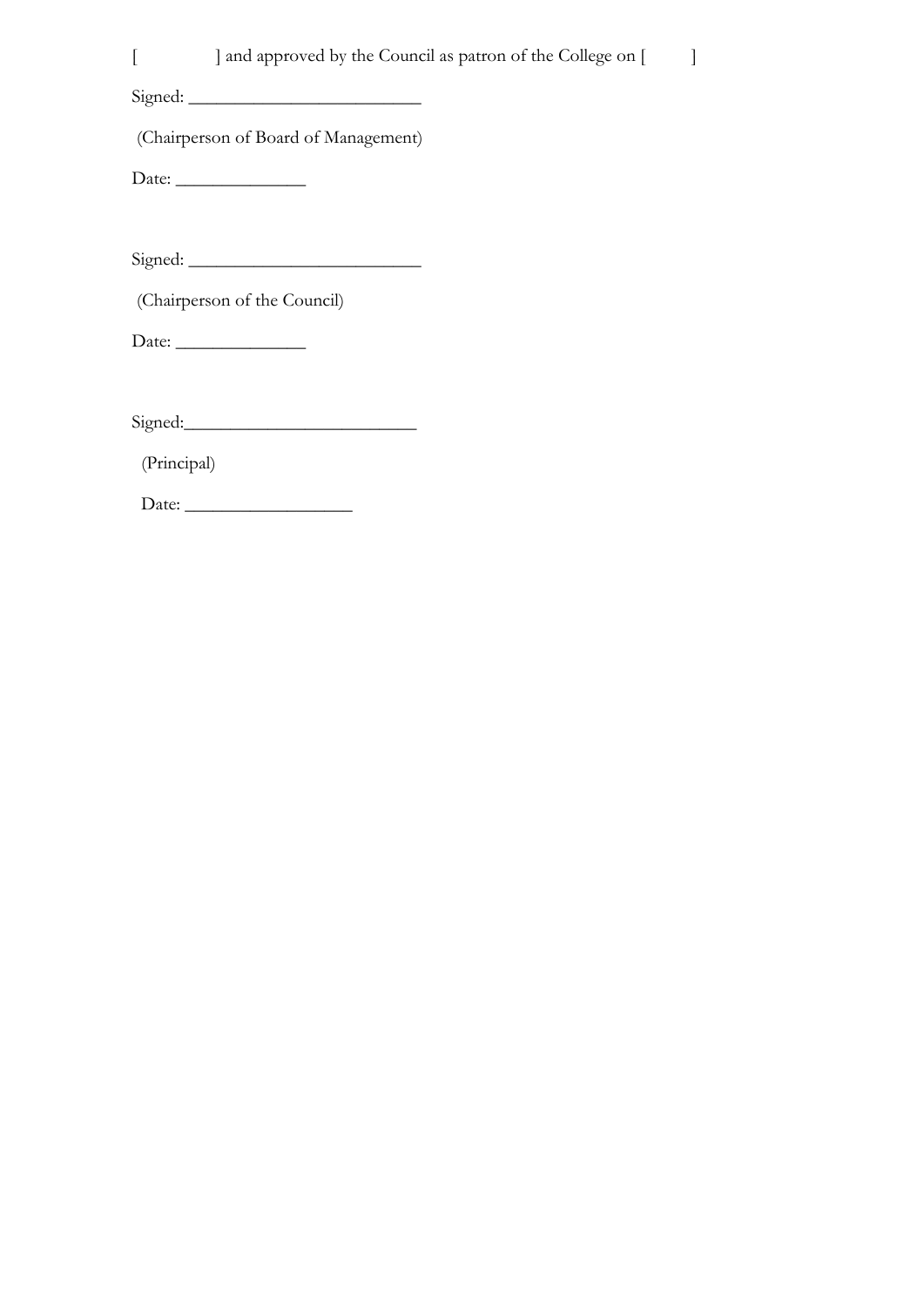[ ] and approved by the Council as patron of the College on [ ]

Signed: _________________________

(Chairperson of Board of Management)

Date: ______________

Signed: _________________________

(Chairperson of the Council)

Date: ______________

Signed:_________________________

(Principal)

Date: __________________